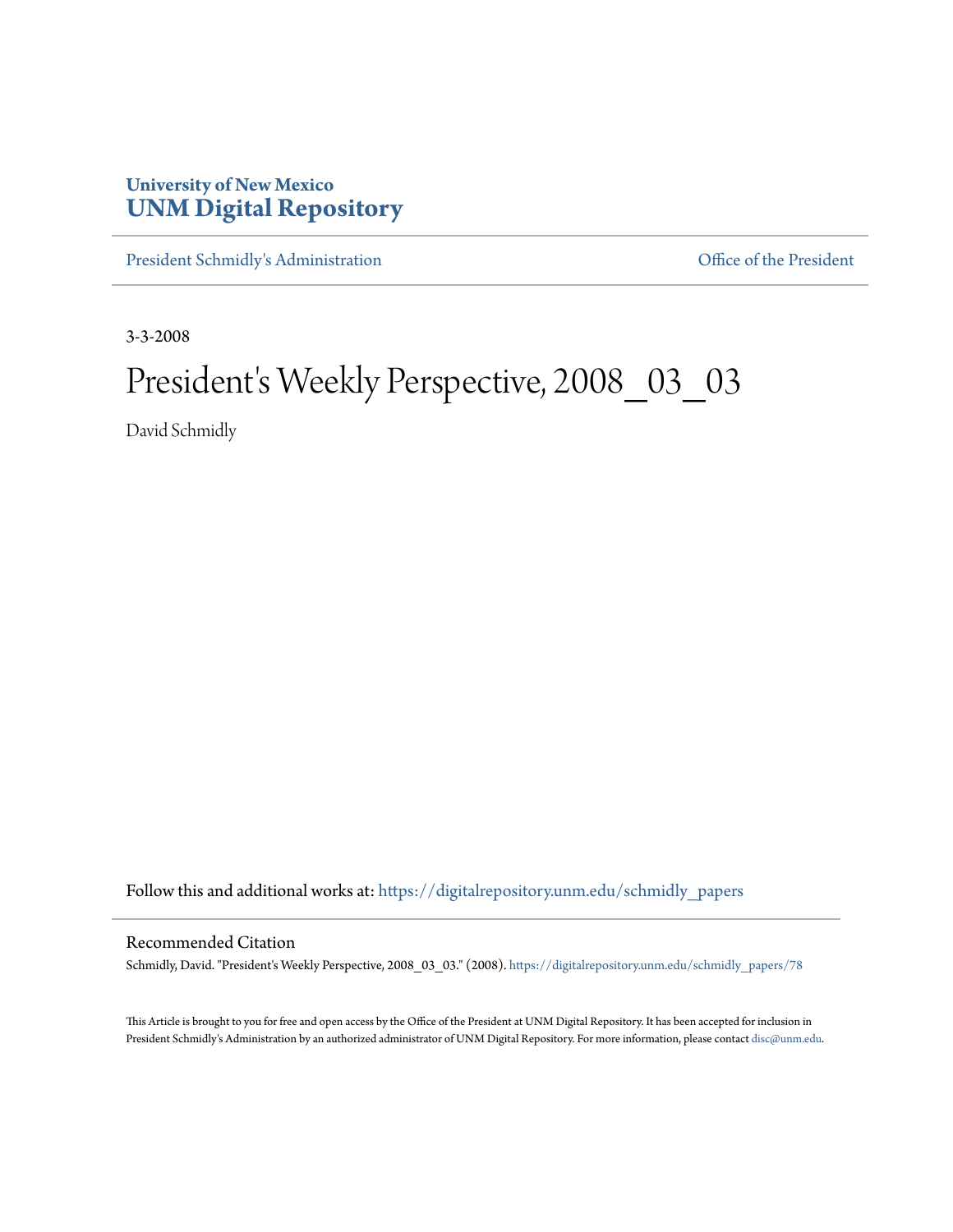University of New Mexico
**UNM Digital Repository**

President Schmidly's Administration | Office of the President

3-3-2008

# President's Weekly Perspective, 2008_03_03

David Schmidly

Follow this and additional works at: https://digitalrepository.unm.edu/schmidly_papers

## Recommended Citation

Schmidly, David. "President's Weekly Perspective, 2008_03_03." (2008). https://digitalrepository.unm.edu/schmidly_papers/78

This Article is brought to you for free and open access by the Office of the President at UNM Digital Repository. It has been accepted for inclusion in President Schmidly's Administration by an authorized administrator of UNM Digital Repository. For more information, please contact disc@unm.edu.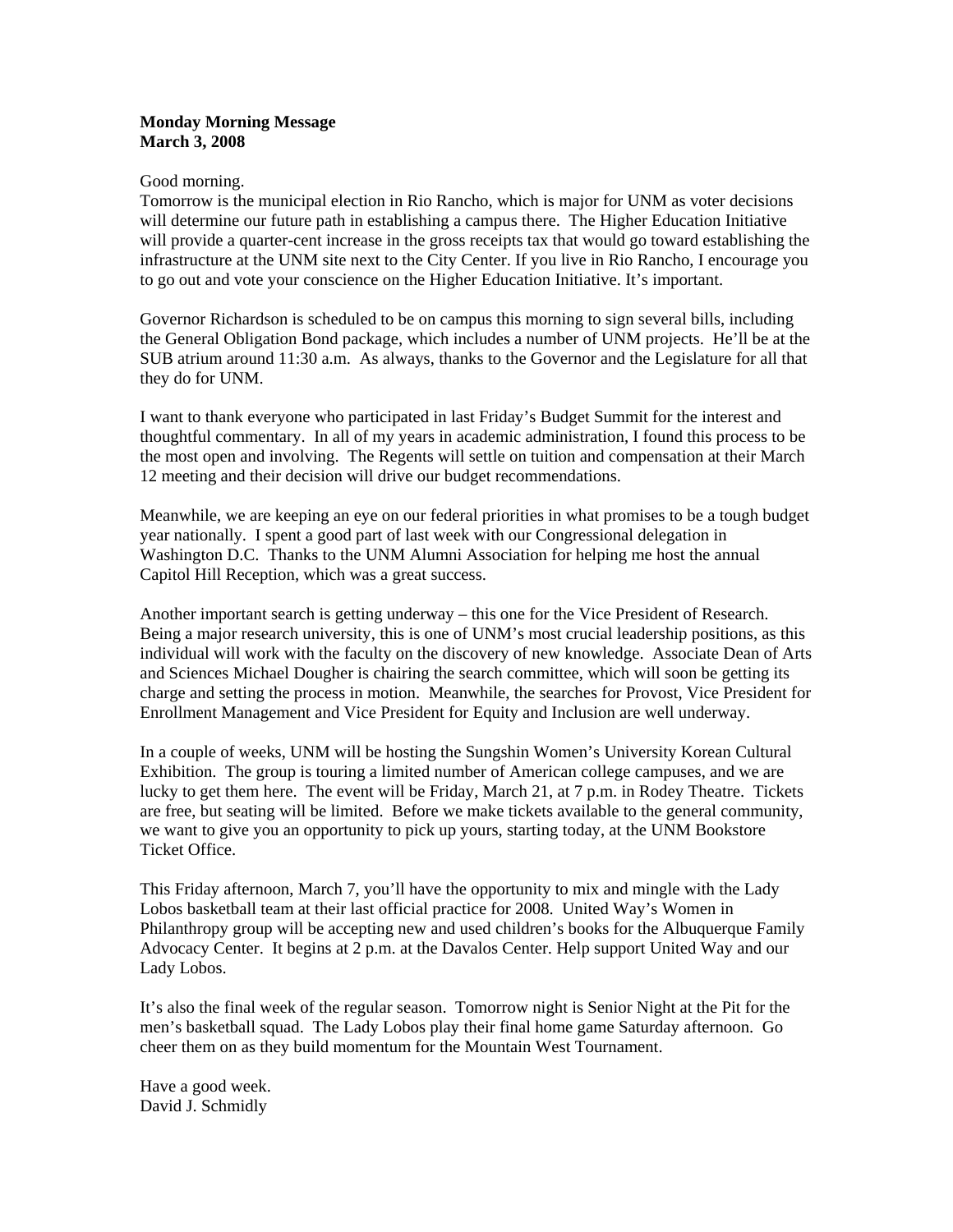**Monday Morning Message**
**March 3, 2008**

Good morning.
Tomorrow is the municipal election in Rio Rancho, which is major for UNM as voter decisions will determine our future path in establishing a campus there. The Higher Education Initiative will provide a quarter-cent increase in the gross receipts tax that would go toward establishing the infrastructure at the UNM site next to the City Center. If you live in Rio Rancho, I encourage you to go out and vote your conscience on the Higher Education Initiative. It's important.

Governor Richardson is scheduled to be on campus this morning to sign several bills, including the General Obligation Bond package, which includes a number of UNM projects. He'll be at the SUB atrium around 11:30 a.m. As always, thanks to the Governor and the Legislature for all that they do for UNM.

I want to thank everyone who participated in last Friday's Budget Summit for the interest and thoughtful commentary. In all of my years in academic administration, I found this process to be the most open and involving. The Regents will settle on tuition and compensation at their March 12 meeting and their decision will drive our budget recommendations.

Meanwhile, we are keeping an eye on our federal priorities in what promises to be a tough budget year nationally. I spent a good part of last week with our Congressional delegation in Washington D.C. Thanks to the UNM Alumni Association for helping me host the annual Capitol Hill Reception, which was a great success.

Another important search is getting underway – this one for the Vice President of Research. Being a major research university, this is one of UNM's most crucial leadership positions, as this individual will work with the faculty on the discovery of new knowledge. Associate Dean of Arts and Sciences Michael Dougher is chairing the search committee, which will soon be getting its charge and setting the process in motion. Meanwhile, the searches for Provost, Vice President for Enrollment Management and Vice President for Equity and Inclusion are well underway.

In a couple of weeks, UNM will be hosting the Sungshin Women's University Korean Cultural Exhibition. The group is touring a limited number of American college campuses, and we are lucky to get them here. The event will be Friday, March 21, at 7 p.m. in Rodey Theatre. Tickets are free, but seating will be limited. Before we make tickets available to the general community, we want to give you an opportunity to pick up yours, starting today, at the UNM Bookstore Ticket Office.

This Friday afternoon, March 7, you'll have the opportunity to mix and mingle with the Lady Lobos basketball team at their last official practice for 2008. United Way's Women in Philanthropy group will be accepting new and used children's books for the Albuquerque Family Advocacy Center. It begins at 2 p.m. at the Davalos Center. Help support United Way and our Lady Lobos.

It's also the final week of the regular season. Tomorrow night is Senior Night at the Pit for the men's basketball squad. The Lady Lobos play their final home game Saturday afternoon. Go cheer them on as they build momentum for the Mountain West Tournament.

Have a good week.
David J. Schmidly